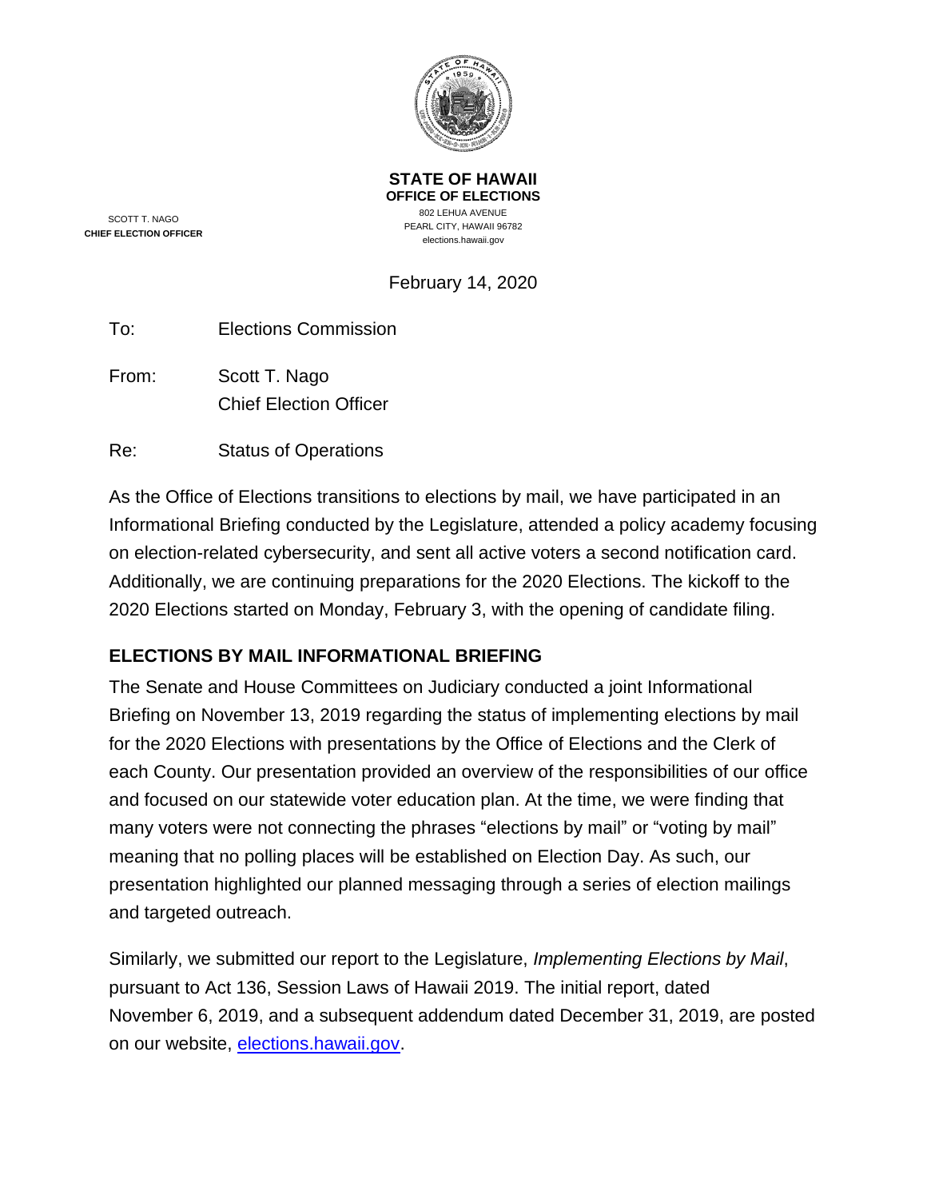**STATE OF HAWAII**
**OFFICE OF ELECTIONS**
802 LEHUA AVENUE
PEARL CITY, HAWAII 96782
elections.hawaii.gov

SCOTT T. NAGO
**CHIEF ELECTION OFFICER**

February 14, 2020

To: Elections Commission

From: Scott T. Nago
Chief Election Officer

Re: Status of Operations

As the Office of Elections transitions to elections by mail, we have participated in an Informational Briefing conducted by the Legislature, attended a policy academy focusing on election-related cybersecurity, and sent all active voters a second notification card. Additionally, we are continuing preparations for the 2020 Elections. The kickoff to the 2020 Elections started on Monday, February 3, with the opening of candidate filing.

## ELECTIONS BY MAIL INFORMATIONAL BRIEFING

The Senate and House Committees on Judiciary conducted a joint Informational Briefing on November 13, 2019 regarding the status of implementing elections by mail for the 2020 Elections with presentations by the Office of Elections and the Clerk of each County. Our presentation provided an overview of the responsibilities of our office and focused on our statewide voter education plan. At the time, we were finding that many voters were not connecting the phrases "elections by mail" or "voting by mail" meaning that no polling places will be established on Election Day. As such, our presentation highlighted our planned messaging through a series of election mailings and targeted outreach.

Similarly, we submitted our report to the Legislature, *Implementing Elections by Mail*, pursuant to Act 136, Session Laws of Hawaii 2019. The initial report, dated November 6, 2019, and a subsequent addendum dated December 31, 2019, are posted on our website, elections.hawaii.gov.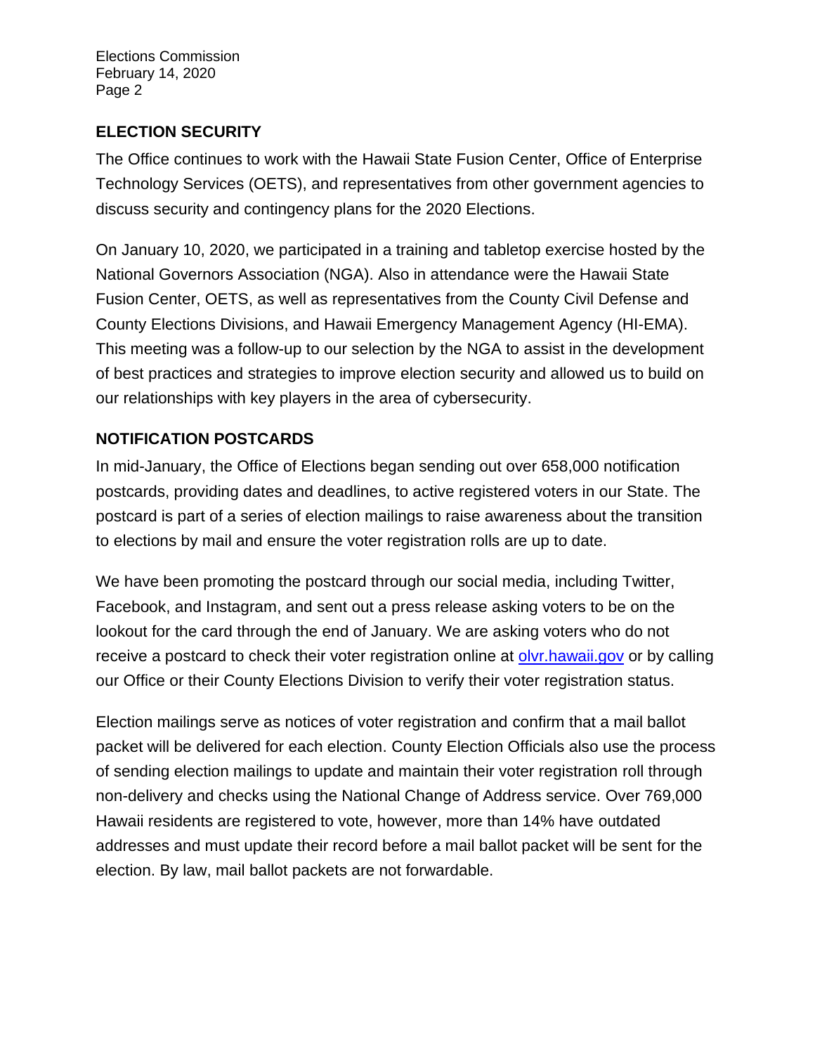## ELECTION SECURITY

The Office continues to work with the Hawaii State Fusion Center, Office of Enterprise Technology Services (OETS), and representatives from other government agencies to discuss security and contingency plans for the 2020 Elections.

On January 10, 2020, we participated in a training and tabletop exercise hosted by the National Governors Association (NGA). Also in attendance were the Hawaii State Fusion Center, OETS, as well as representatives from the County Civil Defense and County Elections Divisions, and Hawaii Emergency Management Agency (HI-EMA). This meeting was a follow-up to our selection by the NGA to assist in the development of best practices and strategies to improve election security and allowed us to build on our relationships with key players in the area of cybersecurity.

## NOTIFICATION POSTCARDS

In mid-January, the Office of Elections began sending out over 658,000 notification postcards, providing dates and deadlines, to active registered voters in our State. The postcard is part of a series of election mailings to raise awareness about the transition to elections by mail and ensure the voter registration rolls are up to date.

We have been promoting the postcard through our social media, including Twitter, Facebook, and Instagram, and sent out a press release asking voters to be on the lookout for the card through the end of January. We are asking voters who do not receive a postcard to check their voter registration online at [olvr.hawaii.gov](olvr.hawaii.gov) or by calling our Office or their County Elections Division to verify their voter registration status.

Election mailings serve as notices of voter registration and confirm that a mail ballot packet will be delivered for each election. County Election Officials also use the process of sending election mailings to update and maintain their voter registration roll through non-delivery and checks using the National Change of Address service. Over 769,000 Hawaii residents are registered to vote, however, more than 14% have outdated addresses and must update their record before a mail ballot packet will be sent for the election. By law, mail ballot packets are not forwardable.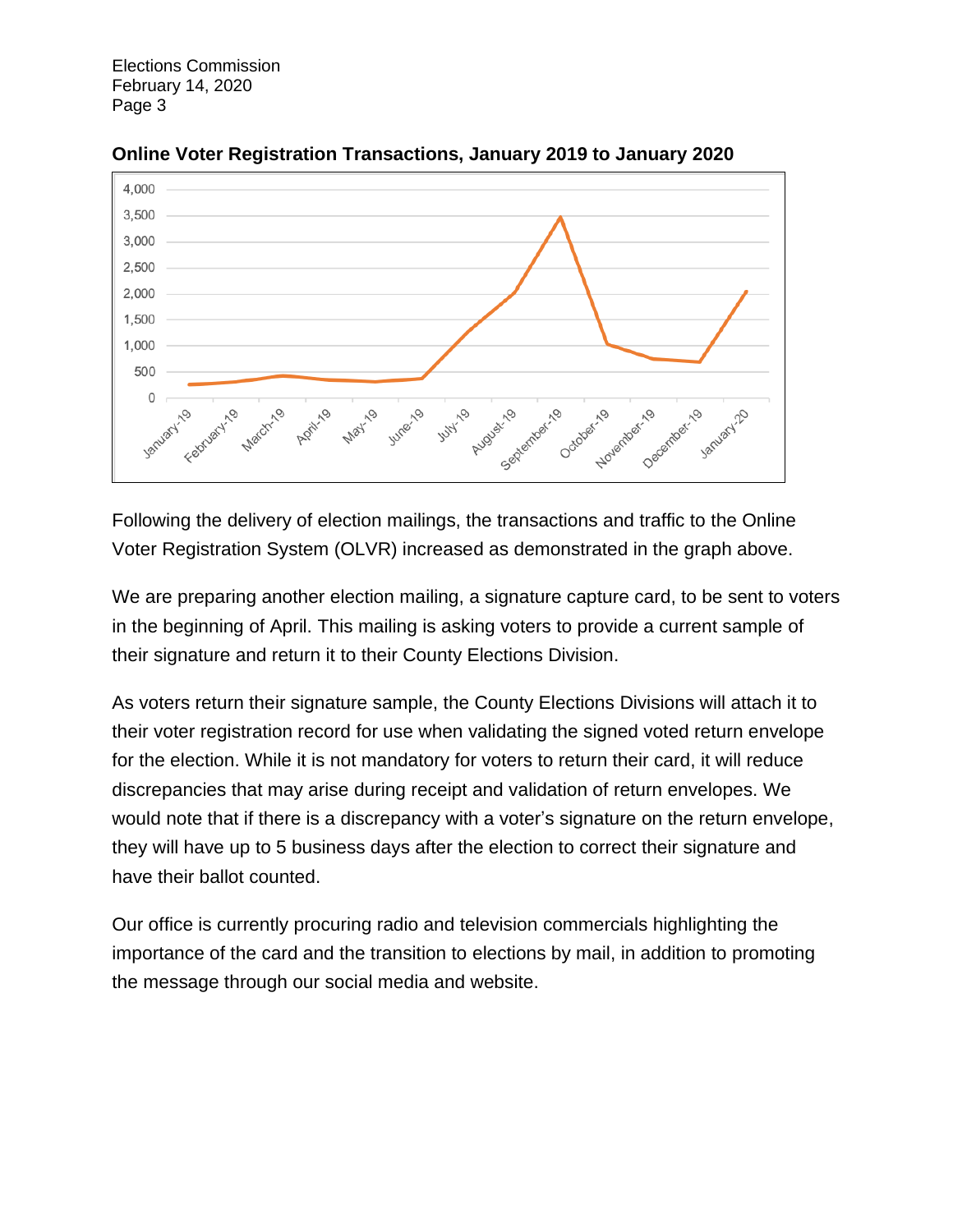**Online Voter Registration Transactions, January 2019 to January 2020**

Following the delivery of election mailings, the transactions and traffic to the Online Voter Registration System (OLVR) increased as demonstrated in the graph above.

We are preparing another election mailing, a signature capture card, to be sent to voters in the beginning of April. This mailing is asking voters to provide a current sample of their signature and return it to their County Elections Division.

As voters return their signature sample, the County Elections Divisions will attach it to their voter registration record for use when validating the signed voted return envelope for the election. While it is not mandatory for voters to return their card, it will reduce discrepancies that may arise during receipt and validation of return envelopes. We would note that if there is a discrepancy with a voter's signature on the return envelope, they will have up to 5 business days after the election to correct their signature and have their ballot counted.

Our office is currently procuring radio and television commercials highlighting the importance of the card and the transition to elections by mail, in addition to promoting the message through our social media and website.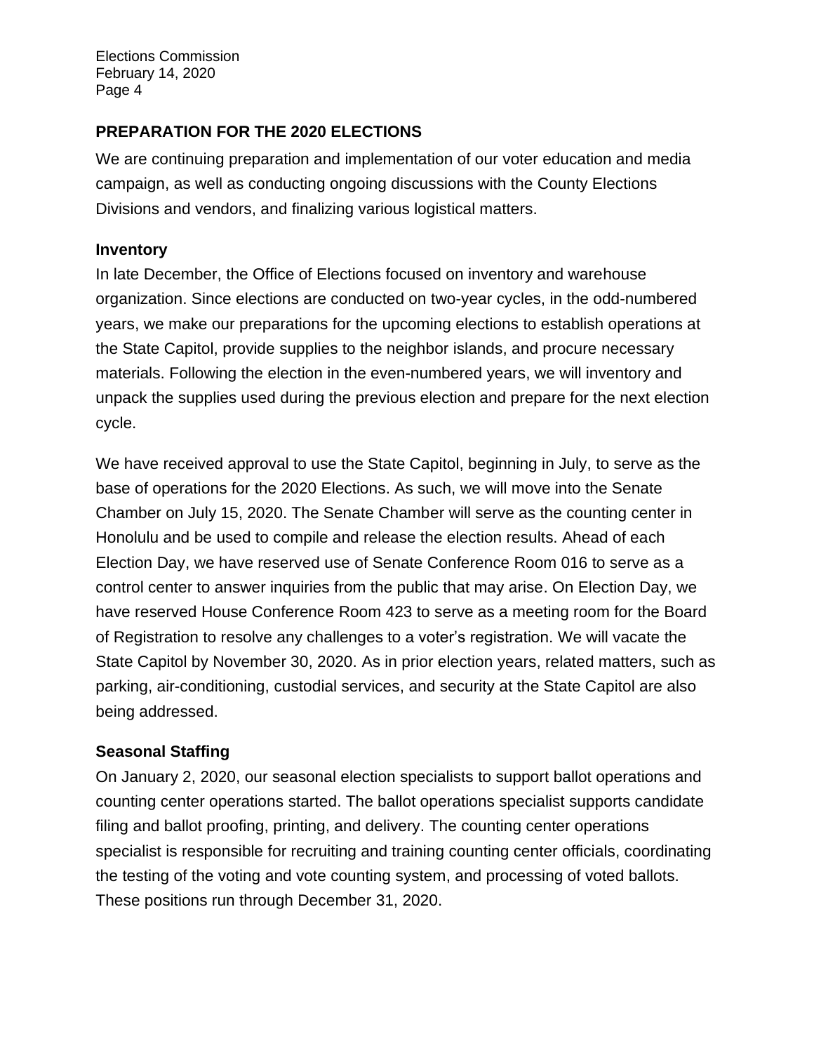## PREPARATION FOR THE 2020 ELECTIONS

We are continuing preparation and implementation of our voter education and media campaign, as well as conducting ongoing discussions with the County Elections Divisions and vendors, and finalizing various logistical matters.

### Inventory

In late December, the Office of Elections focused on inventory and warehouse organization. Since elections are conducted on two-year cycles, in the odd-numbered years, we make our preparations for the upcoming elections to establish operations at the State Capitol, provide supplies to the neighbor islands, and procure necessary materials. Following the election in the even-numbered years, we will inventory and unpack the supplies used during the previous election and prepare for the next election cycle.

We have received approval to use the State Capitol, beginning in July, to serve as the base of operations for the 2020 Elections. As such, we will move into the Senate Chamber on July 15, 2020. The Senate Chamber will serve as the counting center in Honolulu and be used to compile and release the election results. Ahead of each Election Day, we have reserved use of Senate Conference Room 016 to serve as a control center to answer inquiries from the public that may arise. On Election Day, we have reserved House Conference Room 423 to serve as a meeting room for the Board of Registration to resolve any challenges to a voter's registration. We will vacate the State Capitol by November 30, 2020. As in prior election years, related matters, such as parking, air-conditioning, custodial services, and security at the State Capitol are also being addressed.

### Seasonal Staffing

On January 2, 2020, our seasonal election specialists to support ballot operations and counting center operations started. The ballot operations specialist supports candidate filing and ballot proofing, printing, and delivery. The counting center operations specialist is responsible for recruiting and training counting center officials, coordinating the testing of the voting and vote counting system, and processing of voted ballots. These positions run through December 31, 2020.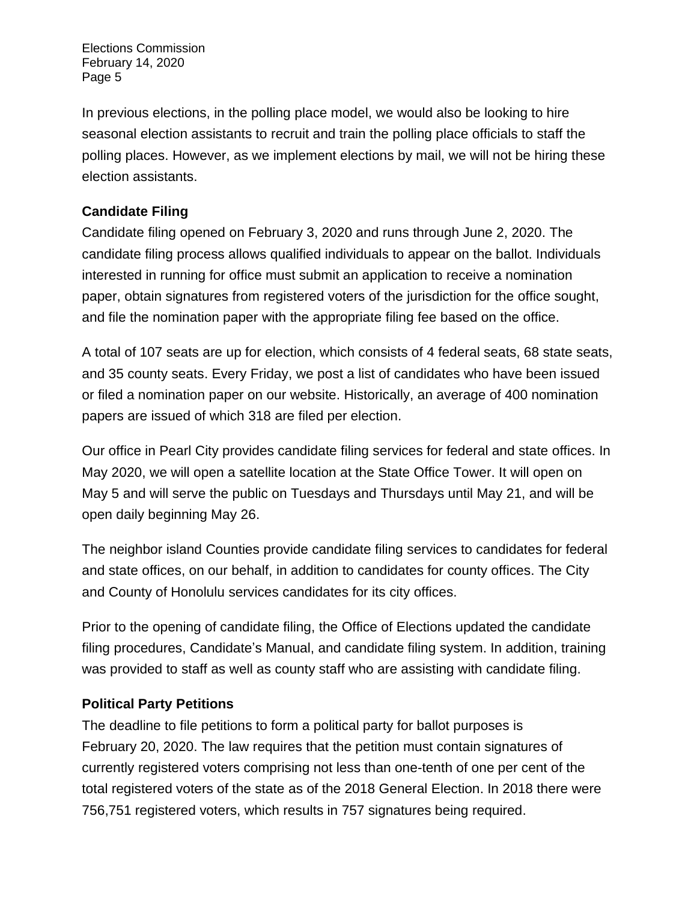In previous elections, in the polling place model, we would also be looking to hire seasonal election assistants to recruit and train the polling place officials to staff the polling places. However, as we implement elections by mail, we will not be hiring these election assistants.

**Candidate Filing**

Candidate filing opened on February 3, 2020 and runs through June 2, 2020. The candidate filing process allows qualified individuals to appear on the ballot. Individuals interested in running for office must submit an application to receive a nomination paper, obtain signatures from registered voters of the jurisdiction for the office sought, and file the nomination paper with the appropriate filing fee based on the office.

A total of 107 seats are up for election, which consists of 4 federal seats, 68 state seats, and 35 county seats. Every Friday, we post a list of candidates who have been issued or filed a nomination paper on our website. Historically, an average of 400 nomination papers are issued of which 318 are filed per election.

Our office in Pearl City provides candidate filing services for federal and state offices. In May 2020, we will open a satellite location at the State Office Tower. It will open on May 5 and will serve the public on Tuesdays and Thursdays until May 21, and will be open daily beginning May 26.

The neighbor island Counties provide candidate filing services to candidates for federal and state offices, on our behalf, in addition to candidates for county offices. The City and County of Honolulu services candidates for its city offices.

Prior to the opening of candidate filing, the Office of Elections updated the candidate filing procedures, Candidate's Manual, and candidate filing system. In addition, training was provided to staff as well as county staff who are assisting with candidate filing.

**Political Party Petitions**

The deadline to file petitions to form a political party for ballot purposes is February 20, 2020. The law requires that the petition must contain signatures of currently registered voters comprising not less than one-tenth of one per cent of the total registered voters of the state as of the 2018 General Election. In 2018 there were 756,751 registered voters, which results in 757 signatures being required.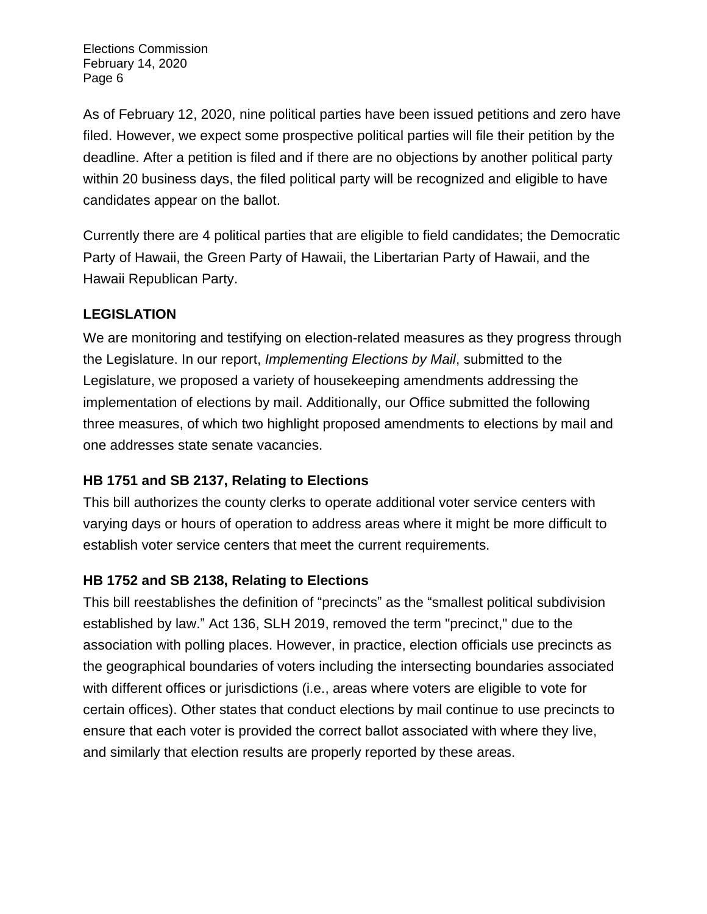As of February 12, 2020, nine political parties have been issued petitions and zero have filed. However, we expect some prospective political parties will file their petition by the deadline. After a petition is filed and if there are no objections by another political party within 20 business days, the filed political party will be recognized and eligible to have candidates appear on the ballot.

Currently there are 4 political parties that are eligible to field candidates; the Democratic Party of Hawaii, the Green Party of Hawaii, the Libertarian Party of Hawaii, and the Hawaii Republican Party.

## LEGISLATION

We are monitoring and testifying on election-related measures as they progress through the Legislature. In our report, *Implementing Elections by Mail*, submitted to the Legislature, we proposed a variety of housekeeping amendments addressing the implementation of elections by mail. Additionally, our Office submitted the following three measures, of which two highlight proposed amendments to elections by mail and one addresses state senate vacancies.

### HB 1751 and SB 2137, Relating to Elections

This bill authorizes the county clerks to operate additional voter service centers with varying days or hours of operation to address areas where it might be more difficult to establish voter service centers that meet the current requirements.

### HB 1752 and SB 2138, Relating to Elections

This bill reestablishes the definition of "precincts" as the "smallest political subdivision established by law." Act 136, SLH 2019, removed the term "precinct," due to the association with polling places. However, in practice, election officials use precincts as the geographical boundaries of voters including the intersecting boundaries associated with different offices or jurisdictions (i.e., areas where voters are eligible to vote for certain offices). Other states that conduct elections by mail continue to use precincts to ensure that each voter is provided the correct ballot associated with where they live, and similarly that election results are properly reported by these areas.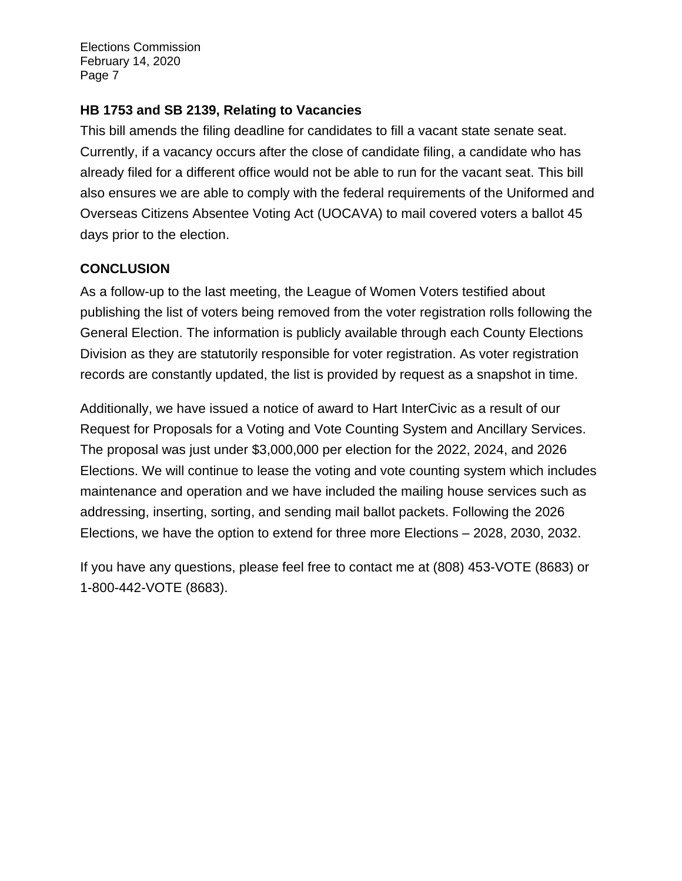**HB 1753 and SB 2139, Relating to Vacancies**

This bill amends the filing deadline for candidates to fill a vacant state senate seat. Currently, if a vacancy occurs after the close of candidate filing, a candidate who has already filed for a different office would not be able to run for the vacant seat. This bill also ensures we are able to comply with the federal requirements of the Uniformed and Overseas Citizens Absentee Voting Act (UOCAVA) to mail covered voters a ballot 45 days prior to the election.

**CONCLUSION**

As a follow-up to the last meeting, the League of Women Voters testified about publishing the list of voters being removed from the voter registration rolls following the General Election. The information is publicly available through each County Elections Division as they are statutorily responsible for voter registration. As voter registration records are constantly updated, the list is provided by request as a snapshot in time.

Additionally, we have issued a notice of award to Hart InterCivic as a result of our Request for Proposals for a Voting and Vote Counting System and Ancillary Services. The proposal was just under $3,000,000 per election for the 2022, 2024, and 2026 Elections. We will continue to lease the voting and vote counting system which includes maintenance and operation and we have included the mailing house services such as addressing, inserting, sorting, and sending mail ballot packets. Following the 2026 Elections, we have the option to extend for three more Elections – 2028, 2030, 2032.

If you have any questions, please feel free to contact me at (808) 453-VOTE (8683) or 1-800-442-VOTE (8683).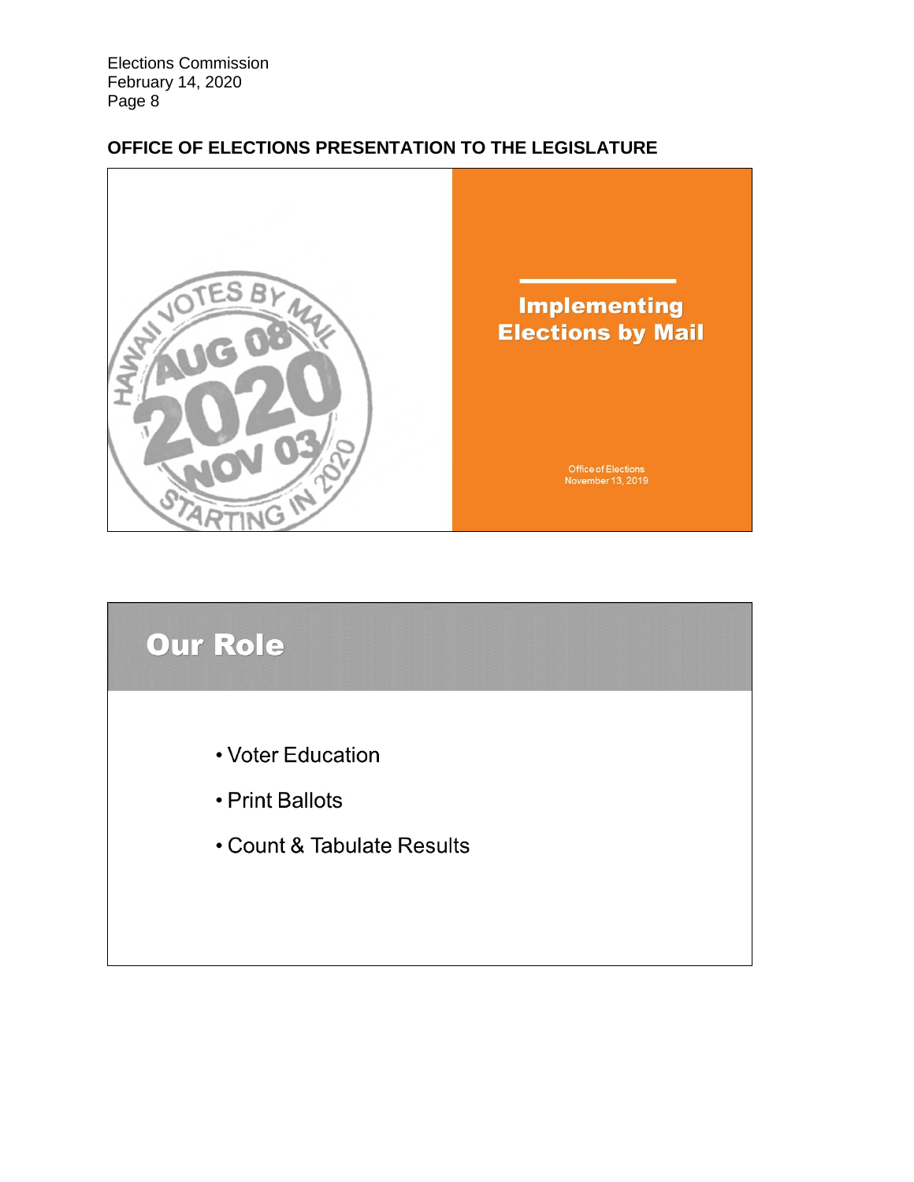Elections Commission
February 14, 2020

## OFFICE OF ELECTIONS PRESENTATION TO THE LEGISLATURE

HAWAII VOTES BY MAIL
AUG 08
2020
NOV 03
STARTING IN 2020

# Implementing Elections by Mail

Office of Elections
November 13, 2019

# Our Role

- Voter Education
- Print Ballots
- Count & Tabulate Results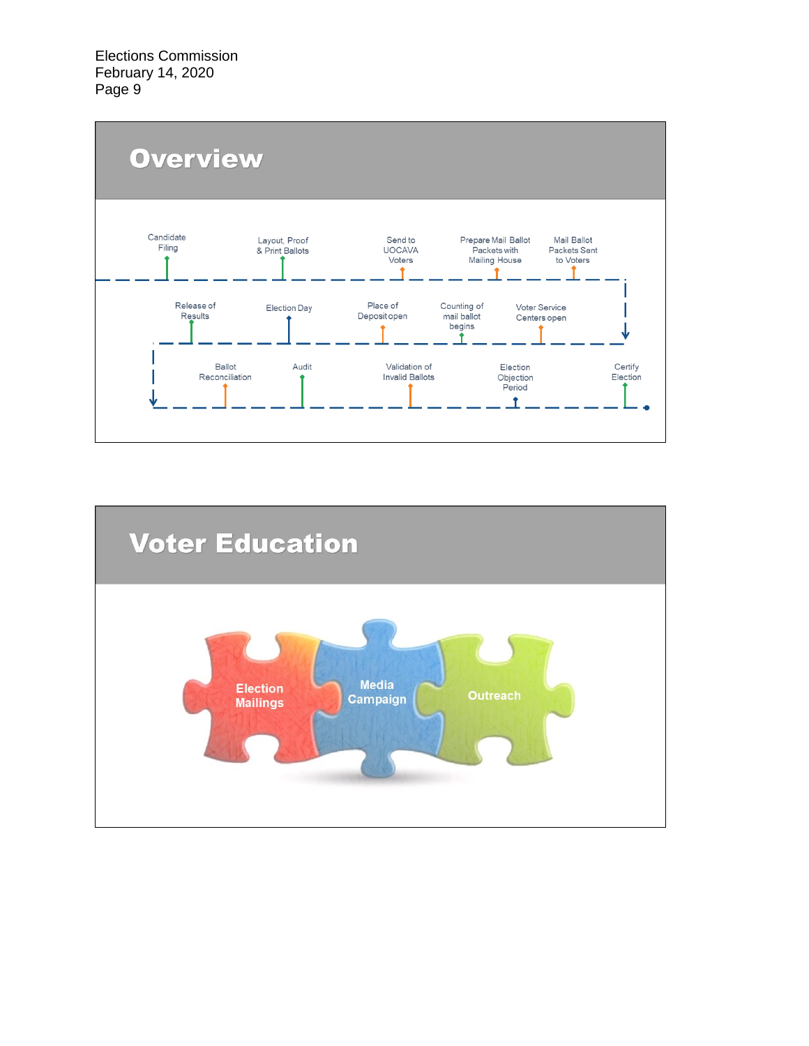Elections Commission
February 14, 2020

## Overview

Candidate Filing

Layout, Proof & Print Ballots

Send to UOCAVA Voters

Prepare Mail Ballot Packets with Mailing House

Mail Ballot Packets Sent to Voters

Voter Service Centers open

Counting of mail ballot begins

Place of Deposit open

Election Day

Release of Results

Ballot Reconciliation

Audit

Validation of Invalid Ballots

Election Objection Period

Certify Election

## Voter Education

Election Mailings

Media Campaign

Outreach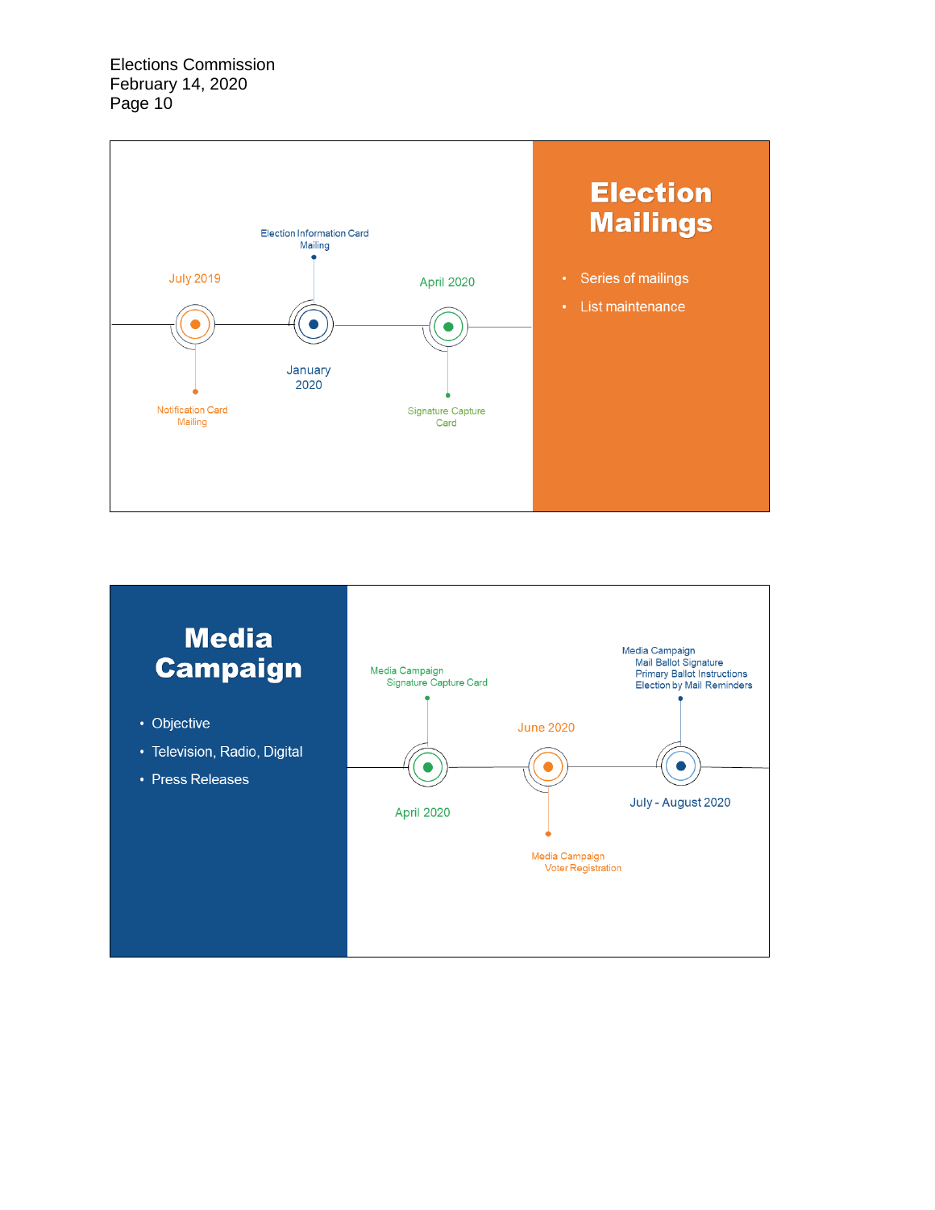## Election Mailings

- Series of mailings
- List maintenance

July 2019 — Notification Card Mailing

January 2020 — Election Information Card Mailing

April 2020 — Signature Capture Card

## Media Campaign

- Objective
- Television, Radio, Digital
- Press Releases

April 2020 — Media Campaign Signature Capture Card

June 2020 — Media Campaign Voter Registration

July - August 2020 — Media Campaign Mail Ballot Signature Primary Ballot Instructions Election by Mail Reminders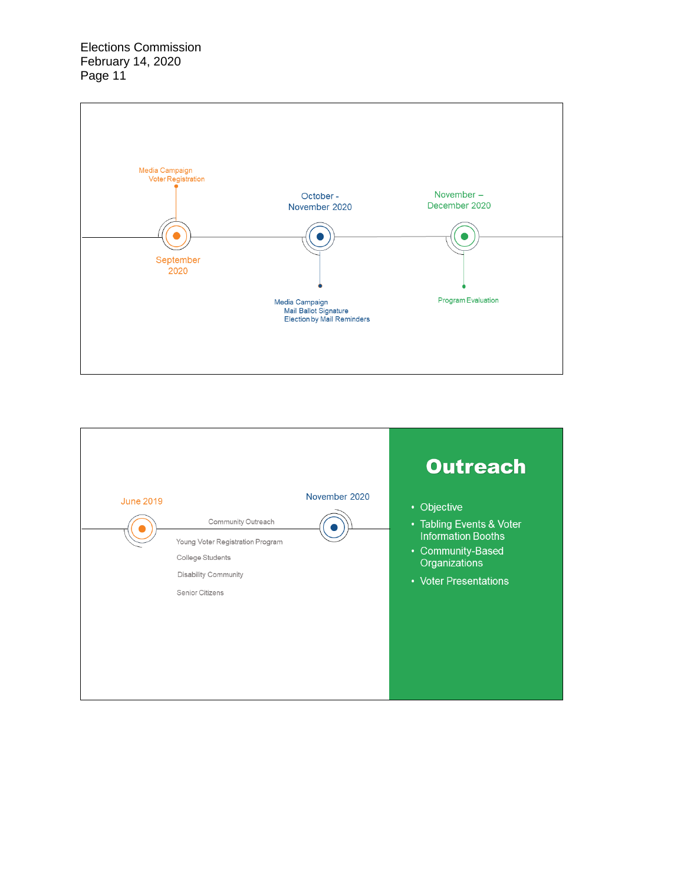Media Campaign
Voter Registration

September 2020

October - November 2020

Media Campaign
Mail Ballot Signature
Election by Mail Reminders

November – December 2020

Program Evaluation

June 2019

November 2020

Community Outreach

Young Voter Registration Program

College Students

Disability Community

Senior Citizens

## Outreach

- Objective
- Tabling Events & Voter Information Booths
- Community-Based Organizations
- Voter Presentations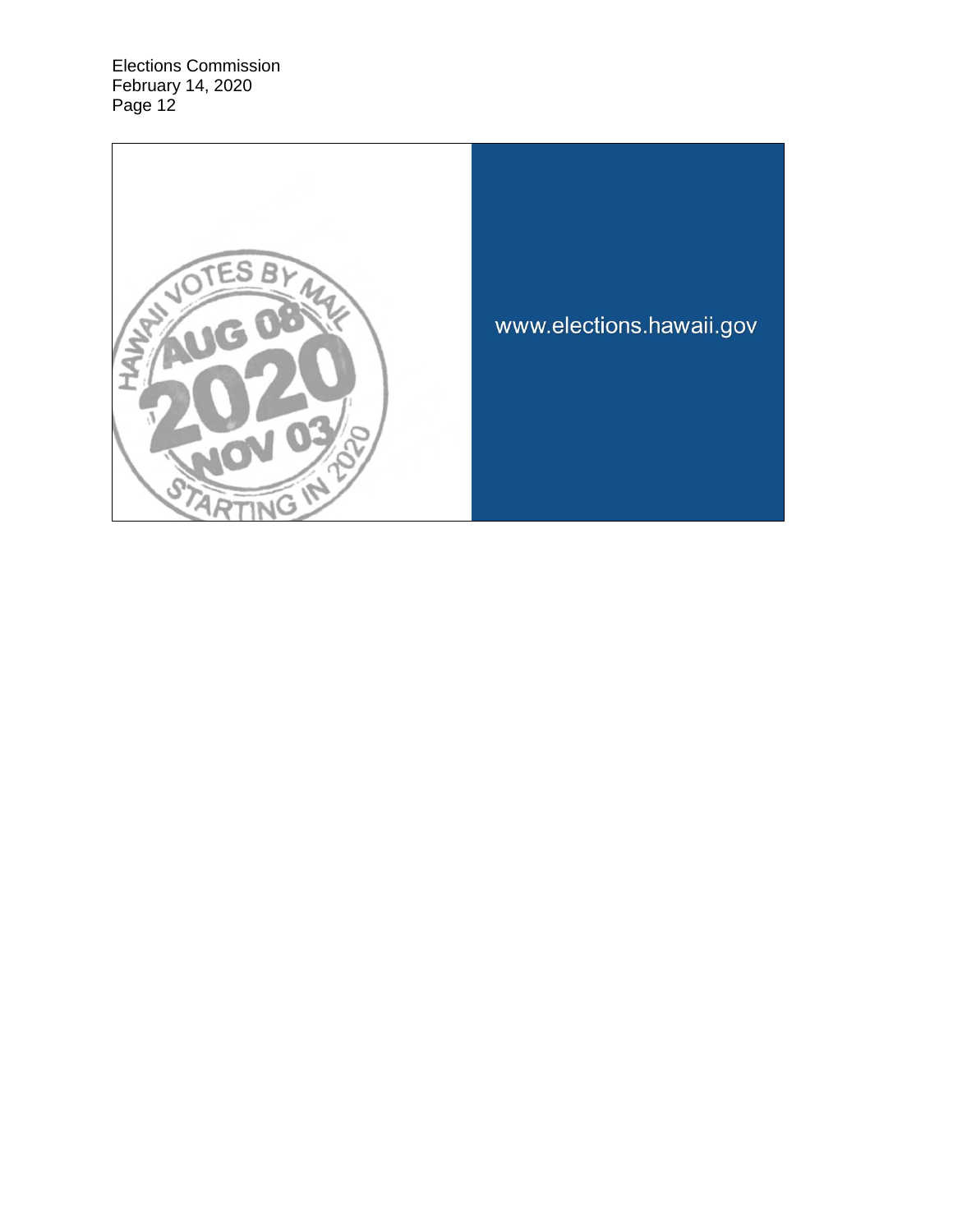HAWAII VOTES BY MAIL

AUG 08

2020

NOV 03

STARTING IN 2020

www.elections.hawaii.gov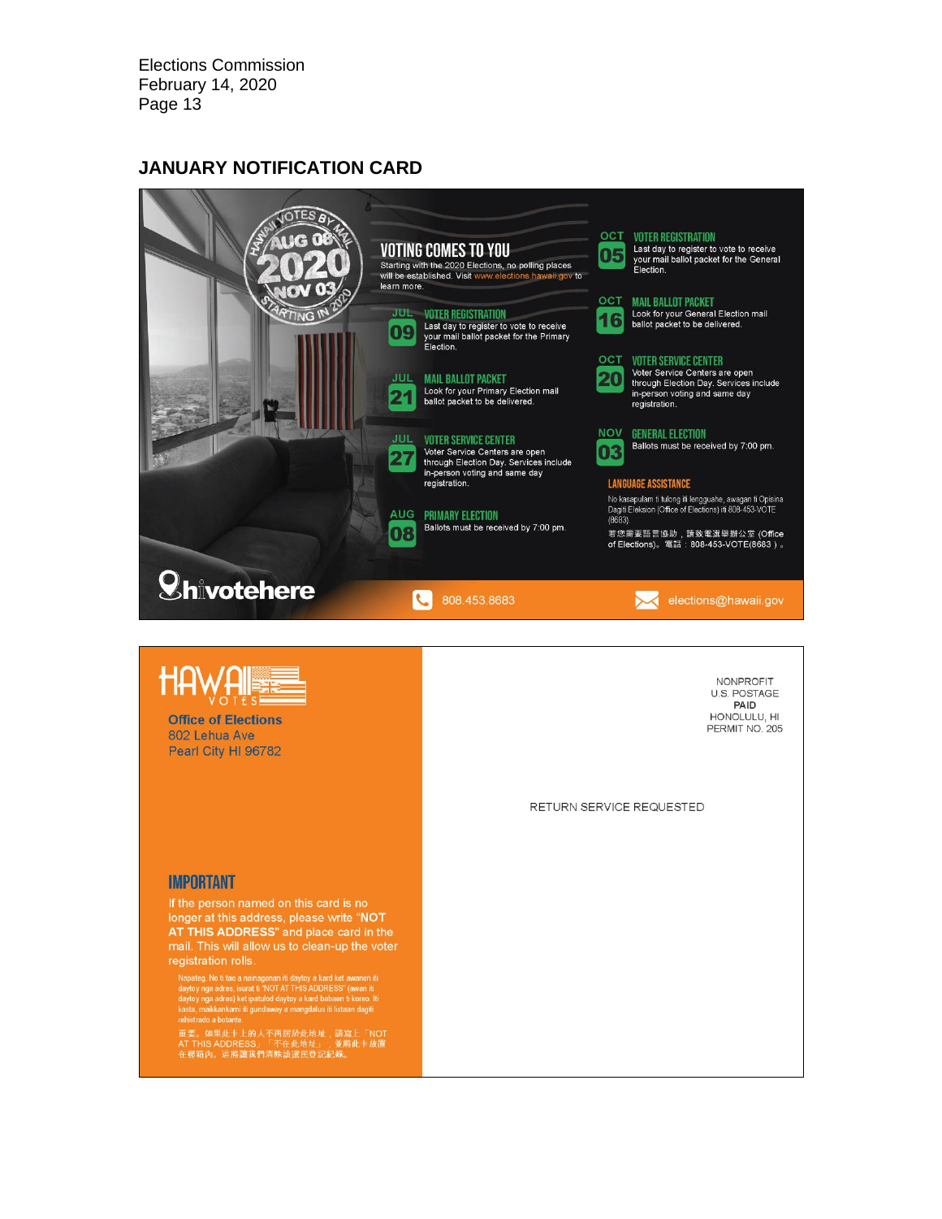Elections Commission
February 14, 2020

## JANUARY NOTIFICATION CARD

HAWAII VOTES BY MAIL
AUG 08
2020
NOV 03
STARTING IN 2020

### VOTING COMES TO YOU

Starting with the 2020 Elections, no polling places will be established. Visit www.elections.hawaii.gov to learn more.

**JUL 09 — VOTER REGISTRATION**
Last day to register to vote to receive your mail ballot packet for the Primary Election.

**JUL 21 — MAIL BALLOT PACKET**
Look for your Primary Election mail ballot packet to be delivered.

**JUL 27 — VOTER SERVICE CENTER**
Voter Service Centers are open through Election Day. Services include in-person voting and same day registration.

**AUG 08 — PRIMARY ELECTION**
Ballots must be received by 7:00 pm.

**OCT 05 — VOTER REGISTRATION**
Last day to register to vote to receive your mail ballot packet for the General Election.

**OCT 16 — MAIL BALLOT PACKET**
Look for your General Election mail ballot packet to be delivered.

**OCT 20 — VOTER SERVICE CENTER**
Voter Service Centers are open through Election Day. Services include in-person voting and same day registration.

**NOV 03 — GENERAL ELECTION**
Ballots must be received by 7:00 pm.

**LANGUAGE ASSISTANCE**

No kasapulam ti tulong iti lengguahe, awagan ti Opisina Dagiti Eleksion (Office of Elections) iti 808-453-VOTE (8683).

若您需要語言協助，請致電選舉辦公室 (Office of Elections)。電話：808-453-VOTE(8683)。

hivotehere

808.453.8683

elections@hawaii.gov

---

HAWAII VOTES

**Office of Elections**
802 Lehua Ave
Pearl City HI 96782

NONPROFIT
U.S. POSTAGE
PAID
HONOLULU, HI
PERMIT NO. 205

RETURN SERVICE REQUESTED

### IMPORTANT

If the person named on this card is no longer at this address, please write "**NOT AT THIS ADDRESS**" and place card in the mail. This will allow us to clean-up the voter registration rolls.

Napateg. No ti tao a nainaganan iti daytoy a kard ket awanen iti daytoy nga adres, isurat ti "NOT AT THIS ADDRESS" (awan iti daytoy nga adres) ket ipatulod daytoy a kard babaen ti koreo. Iti kasta, maikkankami iti gundaway a mangdalus iti listaan dagiti rehistrado a botante.

重要。如果此卡上的人不再居於此地址，請寫上「NOT AT THIS ADDRESS」「不在此地址」，並將此卡放置在郵箱內。這將讓我們清除該選民登記記錄。